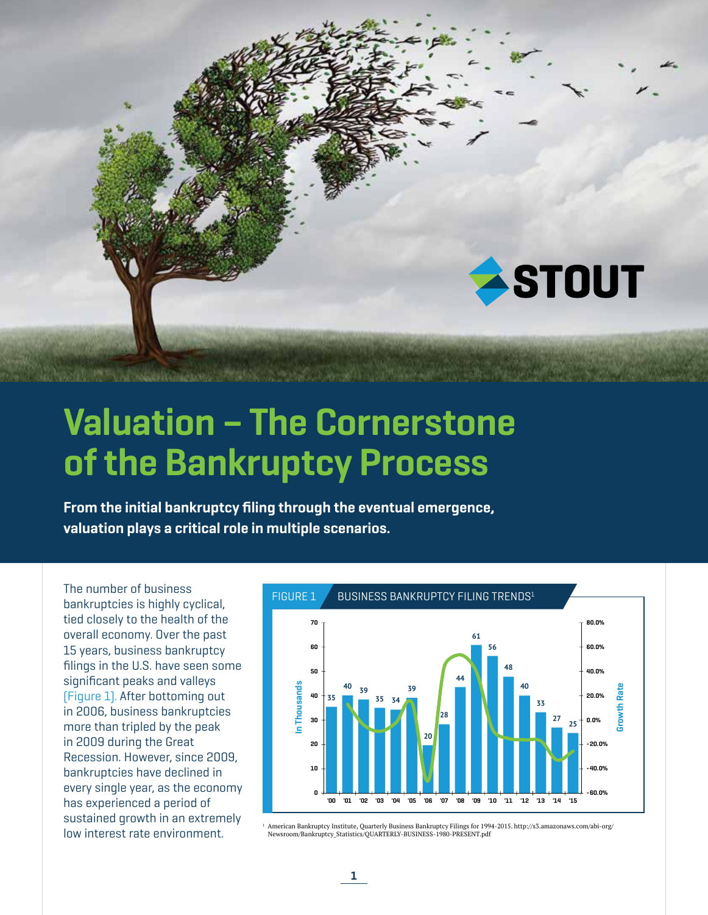# Valuation – The Cornerstone of the Bankruptcy Process

**From the initial bankruptcy filing through the eventual emergence, valuation plays a critical role in multiple scenarios.**

The number of business bankruptcies is highly cyclical, tied closely to the health of the overall economy. Over the past 15 years, business bankruptcy filings in the U.S. have seen some significant peaks and valleys (Figure 1). After bottoming out in 2006, business bankruptcies more than tripled by the peak in 2009 during the Great Recession. However, since 2009, bankruptcies have declined in every single year, as the economy has experienced a period of sustained growth in an extremely low interest rate environment.

FIGURE 1 BUSINESS BANKRUPTCY FILING TRENDS[1]

| Year | '00 | '01 | '02 | '03 | '04 | '05 | '06 | '07 | '08 | '09 | '10 | '11 | '12 | '13 | '14 | '15 |
|---|---|---|---|---|---|---|---|---|---|---|---|---|---|---|---|---|
| Filings (In Thousands) | 35 | 40 | 39 | 35 | 34 | 39 | 20 | 28 | 44 | 61 | 56 | 48 | 40 | 33 | 27 | 25 |

[1] American Bankruptcy Institute, Quarterly Business Bankruptcy Filings for 1994-2015. http://s3.amazonaws.com/abi-org/Newsroom/Bankruptcy_Statistics/QUARTERLY-BUSINESS-1980-PRESENT.pdf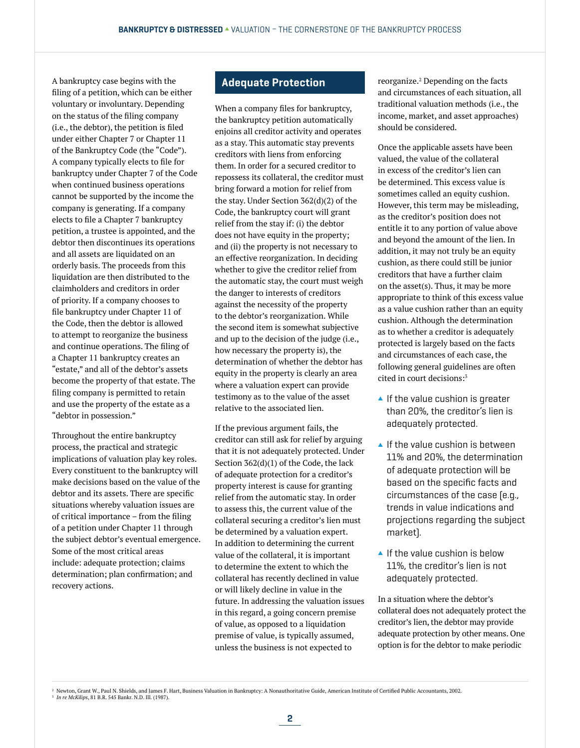A bankruptcy case begins with the filing of a petition, which can be either voluntary or involuntary. Depending on the status of the filing company (i.e., the debtor), the petition is filed under either Chapter 7 or Chapter 11 of the Bankruptcy Code (the "Code"). A company typically elects to file for bankruptcy under Chapter 7 of the Code when continued business operations cannot be supported by the income the company is generating. If a company elects to file a Chapter 7 bankruptcy petition, a trustee is appointed, and the debtor then discontinues its operations and all assets are liquidated on an orderly basis. The proceeds from this liquidation are then distributed to the claimholders and creditors in order of priority. If a company chooses to file bankruptcy under Chapter 11 of the Code, then the debtor is allowed to attempt to reorganize the business and continue operations. The filing of a Chapter 11 bankruptcy creates an "estate," and all of the debtor's assets become the property of that estate. The filing company is permitted to retain and use the property of the estate as a "debtor in possession."

Throughout the entire bankruptcy process, the practical and strategic implications of valuation play key roles. Every constituent to the bankruptcy will make decisions based on the value of the debtor and its assets. There are specific situations whereby valuation issues are of critical importance – from the filing of a petition under Chapter 11 through the subject debtor's eventual emergence. Some of the most critical areas include: adequate protection; claims determination; plan confirmation; and recovery actions.

## Adequate Protection

When a company files for bankruptcy, the bankruptcy petition automatically enjoins all creditor activity and operates as a stay. This automatic stay prevents creditors with liens from enforcing them. In order for a secured creditor to repossess its collateral, the creditor must bring forward a motion for relief from the stay. Under Section 362(d)(2) of the Code, the bankruptcy court will grant relief from the stay if: (i) the debtor does not have equity in the property; and (ii) the property is not necessary to an effective reorganization. In deciding whether to give the creditor relief from the automatic stay, the court must weigh the danger to interests of creditors against the necessity of the property to the debtor's reorganization. While the second item is somewhat subjective and up to the decision of the judge (i.e., how necessary the property is), the determination of whether the debtor has equity in the property is clearly an area where a valuation expert can provide testimony as to the value of the asset relative to the associated lien.

If the previous argument fails, the creditor can still ask for relief by arguing that it is not adequately protected. Under Section 362(d)(1) of the Code, the lack of adequate protection for a creditor's property interest is cause for granting relief from the automatic stay. In order to assess this, the current value of the collateral securing a creditor's lien must be determined by a valuation expert. In addition to determining the current value of the collateral, it is important to determine the extent to which the collateral has recently declined in value or will likely decline in value in the future. In addressing the valuation issues in this regard, a going concern premise of value, as opposed to a liquidation premise of value, is typically assumed, unless the business is not expected to reorganize.[2] Depending on the facts and circumstances of each situation, all traditional valuation methods (i.e., the income, market, and asset approaches) should be considered.

Once the applicable assets have been valued, the value of the collateral in excess of the creditor's lien can be determined. This excess value is sometimes called an equity cushion. However, this term may be misleading, as the creditor's position does not entitle it to any portion of value above and beyond the amount of the lien. In addition, it may not truly be an equity cushion, as there could still be junior creditors that have a further claim on the asset(s). Thus, it may be more appropriate to think of this excess value as a value cushion rather than an equity cushion. Although the determination as to whether a creditor is adequately protected is largely based on the facts and circumstances of each case, the following general guidelines are often cited in court decisions:[3]

- If the value cushion is greater than 20%, the creditor's lien is adequately protected.
- If the value cushion is between 11% and 20%, the determination of adequate protection will be based on the specific facts and circumstances of the case (e.g., trends in value indications and projections regarding the subject market).
- If the value cushion is below 11%, the creditor's lien is not adequately protected.

In a situation where the debtor's collateral does not adequately protect the creditor's lien, the debtor may provide adequate protection by other means. One option is for the debtor to make periodic

[2] Newton, Grant W., Paul N. Shields, and James F. Hart, Business Valuation in Bankruptcy: A Nonauthoritative Guide, American Institute of Certified Public Accountants, 2002.

[3] *In re McKilips*, 81 B.R. 545 Bankr. N.D. Ill. (1987).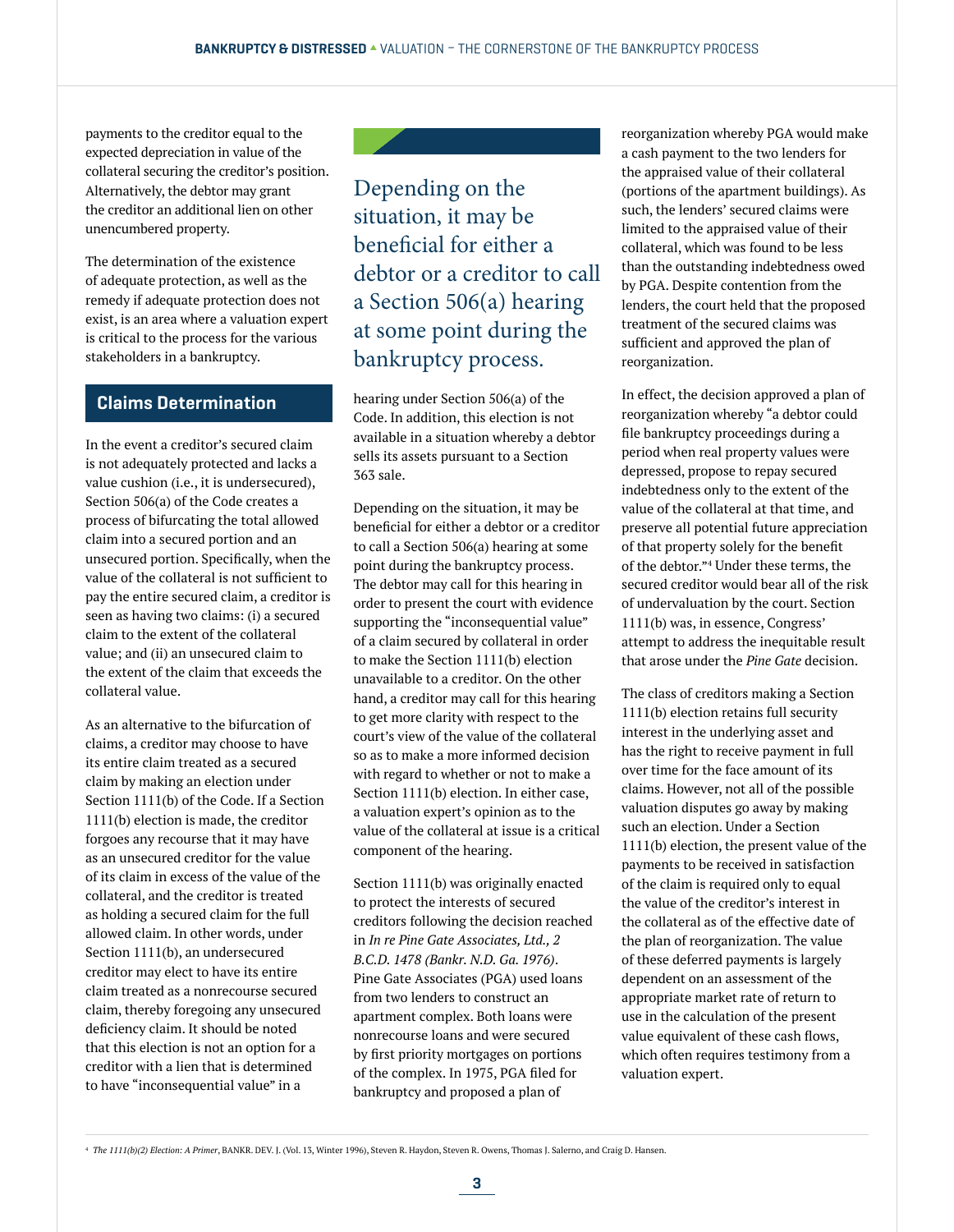payments to the creditor equal to the expected depreciation in value of the collateral securing the creditor's position. Alternatively, the debtor may grant the creditor an additional lien on other unencumbered property.

The determination of the existence of adequate protection, as well as the remedy if adequate protection does not exist, is an area where a valuation expert is critical to the process for the various stakeholders in a bankruptcy.

## Claims Determination

In the event a creditor's secured claim is not adequately protected and lacks a value cushion (i.e., it is undersecured), Section 506(a) of the Code creates a process of bifurcating the total allowed claim into a secured portion and an unsecured portion. Specifically, when the value of the collateral is not sufficient to pay the entire secured claim, a creditor is seen as having two claims: (i) a secured claim to the extent of the collateral value; and (ii) an unsecured claim to the extent of the claim that exceeds the collateral value.

As an alternative to the bifurcation of claims, a creditor may choose to have its entire claim treated as a secured claim by making an election under Section 1111(b) of the Code. If a Section 1111(b) election is made, the creditor forgoes any recourse that it may have as an unsecured creditor for the value of its claim in excess of the value of the collateral, and the creditor is treated as holding a secured claim for the full allowed claim. In other words, under Section 1111(b), an undersecured creditor may elect to have its entire claim treated as a nonrecourse secured claim, thereby foregoing any unsecured deficiency claim. It should be noted that this election is not an option for a creditor with a lien that is determined to have "inconsequential value" in a hearing under Section 506(a) of the Code. In addition, this election is not available in a situation whereby a debtor sells its assets pursuant to a Section 363 sale.

> Depending on the situation, it may be beneficial for either a debtor or a creditor to call a Section 506(a) hearing at some point during the bankruptcy process.

Depending on the situation, it may be beneficial for either a debtor or a creditor to call a Section 506(a) hearing at some point during the bankruptcy process. The debtor may call for this hearing in order to present the court with evidence supporting the "inconsequential value" of a claim secured by collateral in order to make the Section 1111(b) election unavailable to a creditor. On the other hand, a creditor may call for this hearing to get more clarity with respect to the court's view of the value of the collateral so as to make a more informed decision with regard to whether or not to make a Section 1111(b) election. In either case, a valuation expert's opinion as to the value of the collateral at issue is a critical component of the hearing.

Section 1111(b) was originally enacted to protect the interests of secured creditors following the decision reached in *In re Pine Gate Associates, Ltd., 2 B.C.D. 1478 (Bankr. N.D. Ga. 1976)*. Pine Gate Associates (PGA) used loans from two lenders to construct an apartment complex. Both loans were nonrecourse loans and were secured by first priority mortgages on portions of the complex. In 1975, PGA filed for bankruptcy and proposed a plan of reorganization whereby PGA would make a cash payment to the two lenders for the appraised value of their collateral (portions of the apartment buildings). As such, the lenders' secured claims were limited to the appraised value of their collateral, which was found to be less than the outstanding indebtedness owed by PGA. Despite contention from the lenders, the court held that the proposed treatment of the secured claims was sufficient and approved the plan of reorganization.

In effect, the decision approved a plan of reorganization whereby "a debtor could file bankruptcy proceedings during a period when real property values were depressed, propose to repay secured indebtedness only to the extent of the value of the collateral at that time, and preserve all potential future appreciation of that property solely for the benefit of the debtor."[4] Under these terms, the secured creditor would bear all of the risk of undervaluation by the court. Section 1111(b) was, in essence, Congress' attempt to address the inequitable result that arose under the *Pine Gate* decision.

The class of creditors making a Section 1111(b) election retains full security interest in the underlying asset and has the right to receive payment in full over time for the face amount of its claims. However, not all of the possible valuation disputes go away by making such an election. Under a Section 1111(b) election, the present value of the payments to be received in satisfaction of the claim is required only to equal the value of the creditor's interest in the collateral as of the effective date of the plan of reorganization. The value of these deferred payments is largely dependent on an assessment of the appropriate market rate of return to use in the calculation of the present value equivalent of these cash flows, which often requires testimony from a valuation expert.

[4] *The 1111(b)(2) Election: A Primer*, BANKR. DEV. J. (Vol. 13, Winter 1996), Steven R. Haydon, Steven R. Owens, Thomas J. Salerno, and Craig D. Hansen.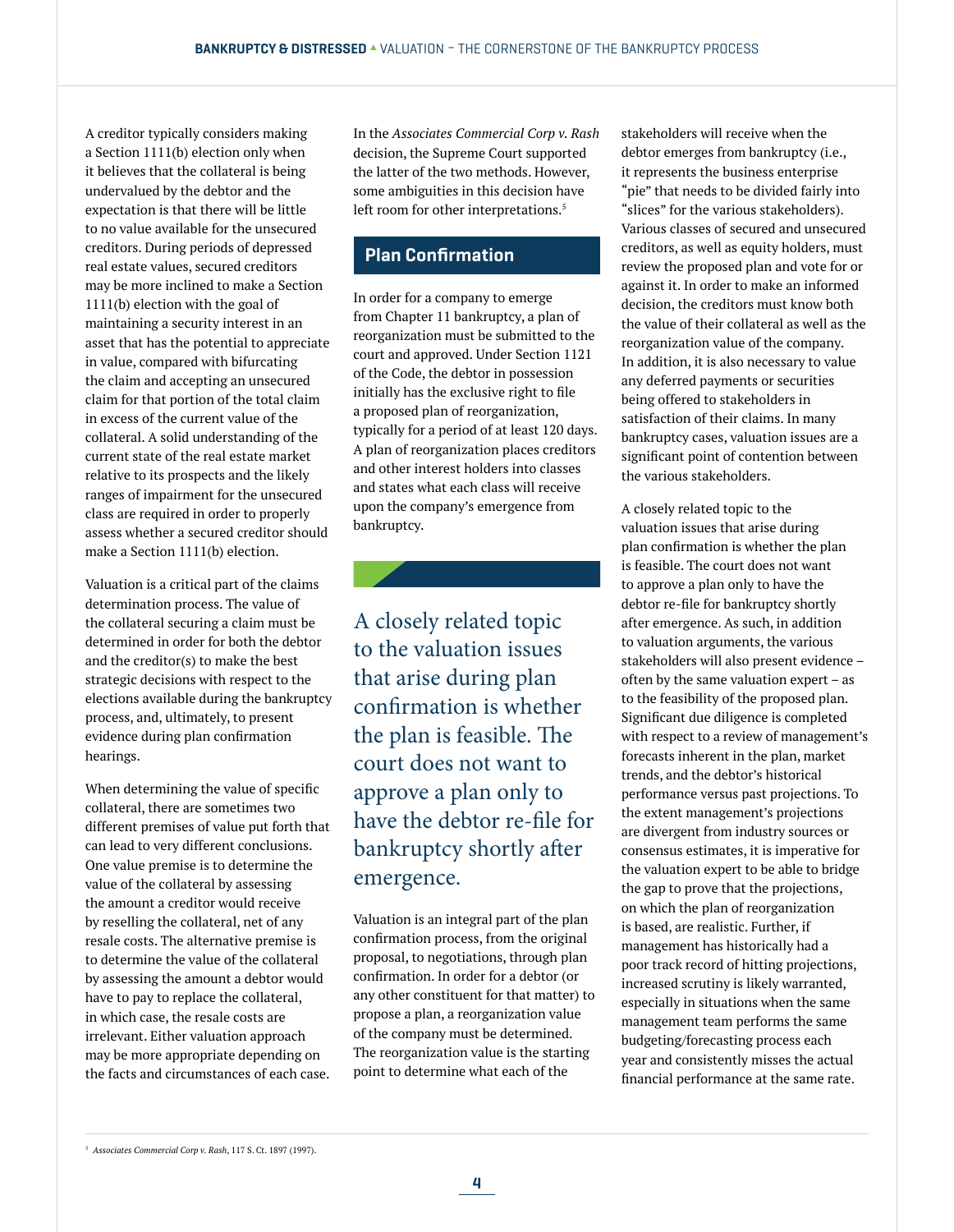A creditor typically considers making a Section 1111(b) election only when it believes that the collateral is being undervalued by the debtor and the expectation is that there will be little to no value available for the unsecured creditors. During periods of depressed real estate values, secured creditors may be more inclined to make a Section 1111(b) election with the goal of maintaining a security interest in an asset that has the potential to appreciate in value, compared with bifurcating the claim and accepting an unsecured claim for that portion of the total claim in excess of the current value of the collateral. A solid understanding of the current state of the real estate market relative to its prospects and the likely ranges of impairment for the unsecured class are required in order to properly assess whether a secured creditor should make a Section 1111(b) election.

Valuation is a critical part of the claims determination process. The value of the collateral securing a claim must be determined in order for both the debtor and the creditor(s) to make the best strategic decisions with respect to the elections available during the bankruptcy process, and, ultimately, to present evidence during plan confirmation hearings.

When determining the value of specific collateral, there are sometimes two different premises of value put forth that can lead to very different conclusions. One value premise is to determine the value of the collateral by assessing the amount a creditor would receive by reselling the collateral, net of any resale costs. The alternative premise is to determine the value of the collateral by assessing the amount a debtor would have to pay to replace the collateral, in which case, the resale costs are irrelevant. Either valuation approach may be more appropriate depending on the facts and circumstances of each case.

In the *Associates Commercial Corp v. Rash* decision, the Supreme Court supported the latter of the two methods. However, some ambiguities in this decision have left room for other interpretations.[5]

## Plan Confirmation

In order for a company to emerge from Chapter 11 bankruptcy, a plan of reorganization must be submitted to the court and approved. Under Section 1121 of the Code, the debtor in possession initially has the exclusive right to file a proposed plan of reorganization, typically for a period of at least 120 days. A plan of reorganization places creditors and other interest holders into classes and states what each class will receive upon the company's emergence from bankruptcy.

> A closely related topic to the valuation issues that arise during plan confirmation is whether the plan is feasible. The court does not want to approve a plan only to have the debtor re-file for bankruptcy shortly after emergence.

Valuation is an integral part of the plan confirmation process, from the original proposal, to negotiations, through plan confirmation. In order for a debtor (or any other constituent for that matter) to propose a plan, a reorganization value of the company must be determined. The reorganization value is the starting point to determine what each of the stakeholders will receive when the debtor emerges from bankruptcy (i.e., it represents the business enterprise "pie" that needs to be divided fairly into "slices" for the various stakeholders). Various classes of secured and unsecured creditors, as well as equity holders, must review the proposed plan and vote for or against it. In order to make an informed decision, the creditors must know both the value of their collateral as well as the reorganization value of the company. In addition, it is also necessary to value any deferred payments or securities being offered to stakeholders in satisfaction of their claims. In many bankruptcy cases, valuation issues are a significant point of contention between the various stakeholders.

A closely related topic to the valuation issues that arise during plan confirmation is whether the plan is feasible. The court does not want to approve a plan only to have the debtor re-file for bankruptcy shortly after emergence. As such, in addition to valuation arguments, the various stakeholders will also present evidence – often by the same valuation expert – as to the feasibility of the proposed plan. Significant due diligence is completed with respect to a review of management's forecasts inherent in the plan, market trends, and the debtor's historical performance versus past projections. To the extent management's projections are divergent from industry sources or consensus estimates, it is imperative for the valuation expert to be able to bridge the gap to prove that the projections, on which the plan of reorganization is based, are realistic. Further, if management has historically had a poor track record of hitting projections, increased scrutiny is likely warranted, especially in situations when the same management team performs the same budgeting/forecasting process each year and consistently misses the actual financial performance at the same rate.

---

[5] *Associates Commercial Corp v. Rash*, 117 S. Ct. 1897 (1997).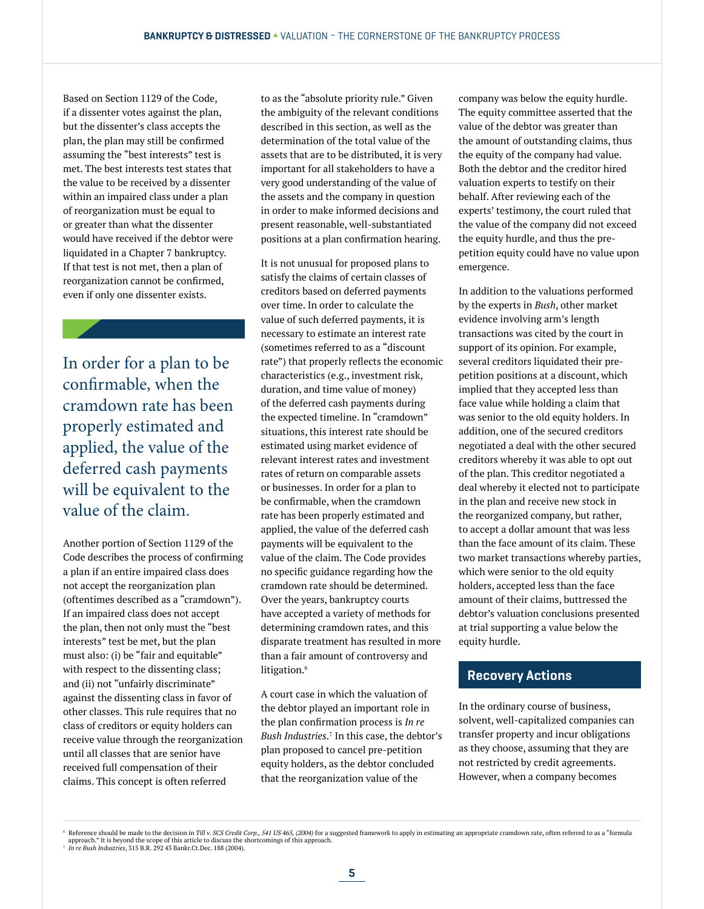Based on Section 1129 of the Code, if a dissenter votes against the plan, but the dissenter's class accepts the plan, the plan may still be confirmed assuming the "best interests" test is met. The best interests test states that the value to be received by a dissenter within an impaired class under a plan of reorganization must be equal to or greater than what the dissenter would have received if the debtor were liquidated in a Chapter 7 bankruptcy. If that test is not met, then a plan of reorganization cannot be confirmed, even if only one dissenter exists.

> In order for a plan to be confirmable, when the cramdown rate has been properly estimated and applied, the value of the deferred cash payments will be equivalent to the value of the claim.

Another portion of Section 1129 of the Code describes the process of confirming a plan if an entire impaired class does not accept the reorganization plan (oftentimes described as a "cramdown"). If an impaired class does not accept the plan, then not only must the "best interests" test be met, but the plan must also: (i) be "fair and equitable" with respect to the dissenting class; and (ii) not "unfairly discriminate" against the dissenting class in favor of other classes. This rule requires that no class of creditors or equity holders can receive value through the reorganization until all classes that are senior have received full compensation of their claims. This concept is often referred to as the "absolute priority rule." Given the ambiguity of the relevant conditions described in this section, as well as the determination of the total value of the assets that are to be distributed, it is very important for all stakeholders to have a very good understanding of the value of the assets and the company in question in order to make informed decisions and present reasonable, well-substantiated positions at a plan confirmation hearing.

It is not unusual for proposed plans to satisfy the claims of certain classes of creditors based on deferred payments over time. In order to calculate the value of such deferred payments, it is necessary to estimate an interest rate (sometimes referred to as a "discount rate") that properly reflects the economic characteristics (e.g., investment risk, duration, and time value of money) of the deferred cash payments during the expected timeline. In "cramdown" situations, this interest rate should be estimated using market evidence of relevant interest rates and investment rates of return on comparable assets or businesses. In order for a plan to be confirmable, when the cramdown rate has been properly estimated and applied, the value of the deferred cash payments will be equivalent to the value of the claim. The Code provides no specific guidance regarding how the cramdown rate should be determined. Over the years, bankruptcy courts have accepted a variety of methods for determining cramdown rates, and this disparate treatment has resulted in more than a fair amount of controversy and litigation.[6]

A court case in which the valuation of the debtor played an important role in the plan confirmation process is *In re Bush Industries*.[7] In this case, the debtor's plan proposed to cancel pre-petition equity holders, as the debtor concluded that the reorganization value of the company was below the equity hurdle. The equity committee asserted that the value of the debtor was greater than the amount of outstanding claims, thus the equity of the company had value. Both the debtor and the creditor hired valuation experts to testify on their behalf. After reviewing each of the experts' testimony, the court ruled that the value of the company did not exceed the equity hurdle, and thus the pre-petition equity could have no value upon emergence.

In addition to the valuations performed by the experts in *Bush*, other market evidence involving arm's length transactions was cited by the court in support of its opinion. For example, several creditors liquidated their pre-petition positions at a discount, which implied that they accepted less than face value while holding a claim that was senior to the old equity holders. In addition, one of the secured creditors negotiated a deal with the other secured creditors whereby it was able to opt out of the plan. This creditor negotiated a deal whereby it elected not to participate in the plan and receive new stock in the reorganized company, but rather, to accept a dollar amount that was less than the face amount of its claim. These two market transactions whereby parties, which were senior to the old equity holders, accepted less than the face amount of their claims, buttressed the debtor's valuation conclusions presented at trial supporting a value below the equity hurdle.

## Recovery Actions

In the ordinary course of business, solvent, well-capitalized companies can transfer property and incur obligations as they choose, assuming that they are not restricted by credit agreements. However, when a company becomes

---

[6] Reference should be made to the decision in *Till v. SCS Credit Corp., 541 US 465, (2004)* for a suggested framework to apply in estimating an appropriate cramdown rate, often referred to as a "formula approach." It is beyond the scope of this article to discuss the shortcomings of this approach.

[7] *In re Bush Industries*, 315 B.R. 292 43 Bankr.Ct.Dec. 188 (2004).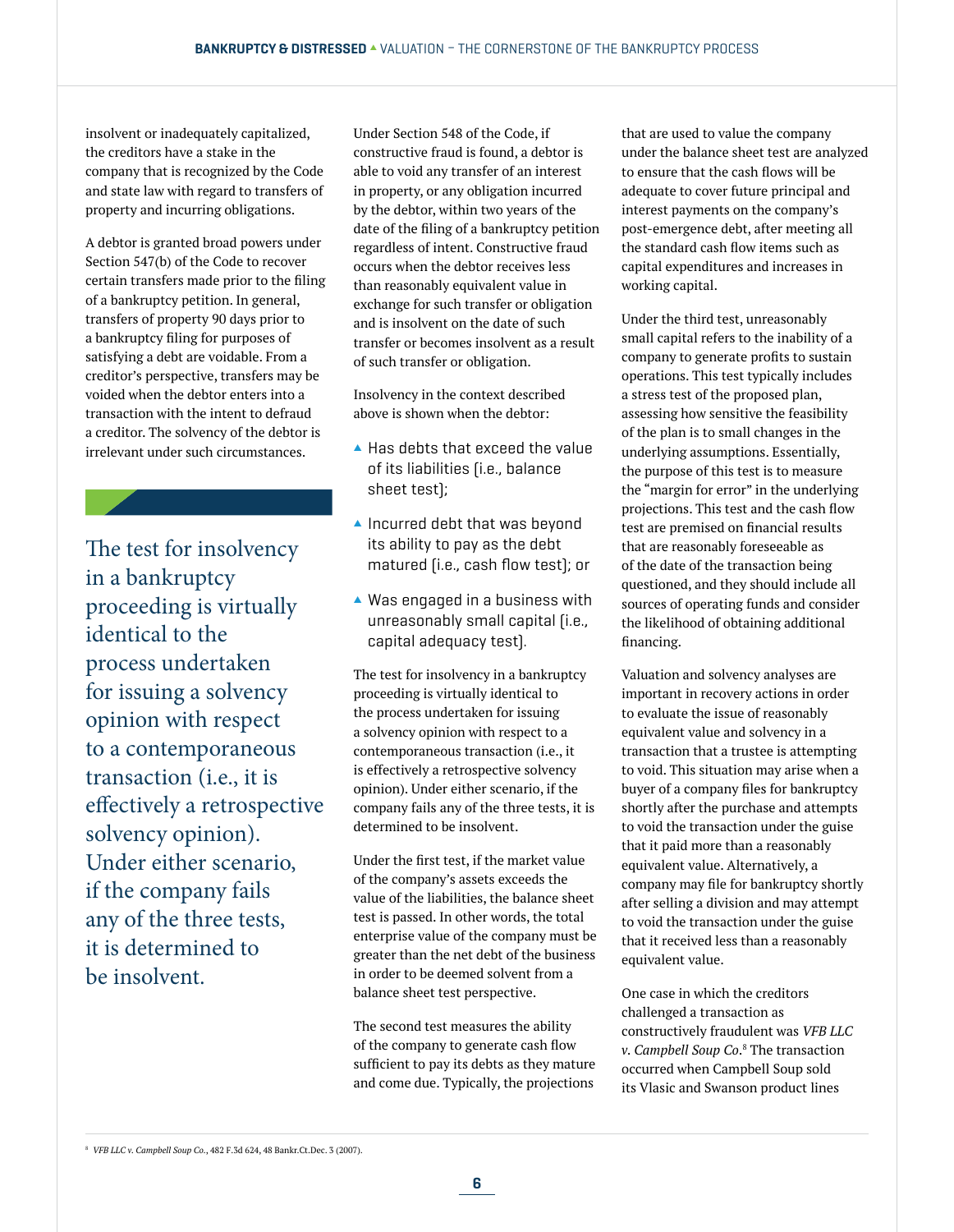insolvent or inadequately capitalized, the creditors have a stake in the company that is recognized by the Code and state law with regard to transfers of property and incurring obligations.

A debtor is granted broad powers under Section 547(b) of the Code to recover certain transfers made prior to the filing of a bankruptcy petition. In general, transfers of property 90 days prior to a bankruptcy filing for purposes of satisfying a debt are voidable. From a creditor's perspective, transfers may be voided when the debtor enters into a transaction with the intent to defraud a creditor. The solvency of the debtor is irrelevant under such circumstances.

> The test for insolvency in a bankruptcy proceeding is virtually identical to the process undertaken for issuing a solvency opinion with respect to a contemporaneous transaction (i.e., it is effectively a retrospective solvency opinion). Under either scenario, if the company fails any of the three tests, it is determined to be insolvent.

Under Section 548 of the Code, if constructive fraud is found, a debtor is able to void any transfer of an interest in property, or any obligation incurred by the debtor, within two years of the date of the filing of a bankruptcy petition regardless of intent. Constructive fraud occurs when the debtor receives less than reasonably equivalent value in exchange for such transfer or obligation and is insolvent on the date of such transfer or becomes insolvent as a result of such transfer or obligation.

Insolvency in the context described above is shown when the debtor:

- Has debts that exceed the value of its liabilities [i.e., balance sheet test];
- Incurred debt that was beyond its ability to pay as the debt matured [i.e., cash flow test]; or
- Was engaged in a business with unreasonably small capital [i.e., capital adequacy test].

The test for insolvency in a bankruptcy proceeding is virtually identical to the process undertaken for issuing a solvency opinion with respect to a contemporaneous transaction (i.e., it is effectively a retrospective solvency opinion). Under either scenario, if the company fails any of the three tests, it is determined to be insolvent.

Under the first test, if the market value of the company's assets exceeds the value of the liabilities, the balance sheet test is passed. In other words, the total enterprise value of the company must be greater than the net debt of the business in order to be deemed solvent from a balance sheet test perspective.

The second test measures the ability of the company to generate cash flow sufficient to pay its debts as they mature and come due. Typically, the projections that are used to value the company under the balance sheet test are analyzed to ensure that the cash flows will be adequate to cover future principal and interest payments on the company's post-emergence debt, after meeting all the standard cash flow items such as capital expenditures and increases in working capital.

Under the third test, unreasonably small capital refers to the inability of a company to generate profits to sustain operations. This test typically includes a stress test of the proposed plan, assessing how sensitive the feasibility of the plan is to small changes in the underlying assumptions. Essentially, the purpose of this test is to measure the "margin for error" in the underlying projections. This test and the cash flow test are premised on financial results that are reasonably foreseeable as of the date of the transaction being questioned, and they should include all sources of operating funds and consider the likelihood of obtaining additional financing.

Valuation and solvency analyses are important in recovery actions in order to evaluate the issue of reasonably equivalent value and solvency in a transaction that a trustee is attempting to void. This situation may arise when a buyer of a company files for bankruptcy shortly after the purchase and attempts to void the transaction under the guise that it paid more than a reasonably equivalent value. Alternatively, a company may file for bankruptcy shortly after selling a division and may attempt to void the transaction under the guise that it received less than a reasonably equivalent value.

One case in which the creditors challenged a transaction as constructively fraudulent was *VFB LLC v. Campbell Soup Co.*[8] The transaction occurred when Campbell Soup sold its Vlasic and Swanson product lines

---

[8] *VFB LLC v. Campbell Soup Co.*, 482 F.3d 624, 48 Bankr.Ct.Dec. 3 (2007).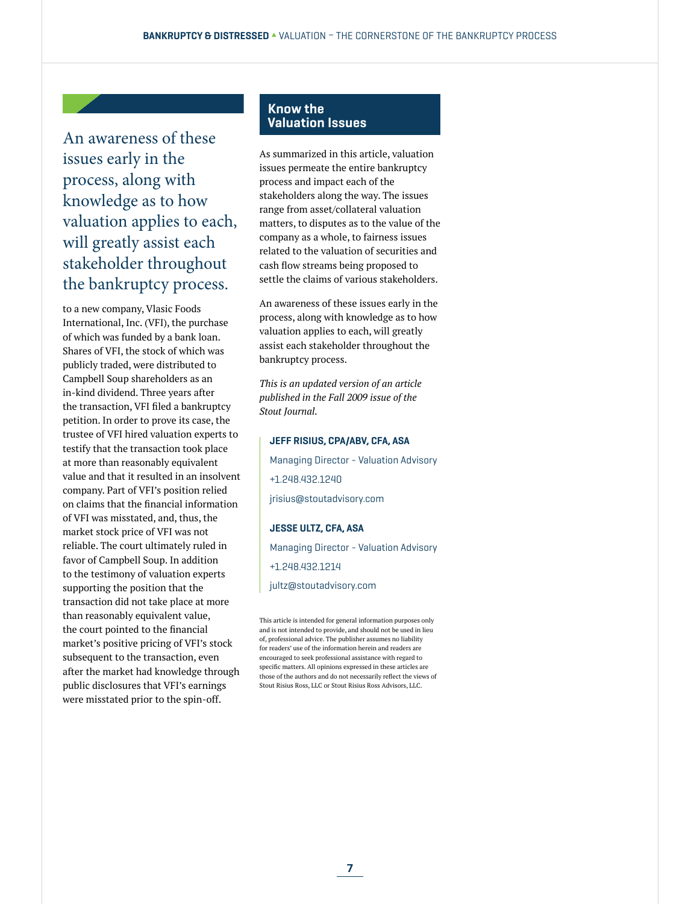An awareness of these issues early in the process, along with knowledge as to how valuation applies to each, will greatly assist each stakeholder throughout the bankruptcy process.

to a new company, Vlasic Foods International, Inc. (VFI), the purchase of which was funded by a bank loan. Shares of VFI, the stock of which was publicly traded, were distributed to Campbell Soup shareholders as an in-kind dividend. Three years after the transaction, VFI filed a bankruptcy petition. In order to prove its case, the trustee of VFI hired valuation experts to testify that the transaction took place at more than reasonably equivalent value and that it resulted in an insolvent company. Part of VFI's position relied on claims that the financial information of VFI was misstated, and, thus, the market stock price of VFI was not reliable. The court ultimately ruled in favor of Campbell Soup. In addition to the testimony of valuation experts supporting the position that the transaction did not take place at more than reasonably equivalent value, the court pointed to the financial market's positive pricing of VFI's stock subsequent to the transaction, even after the market had knowledge through public disclosures that VFI's earnings were misstated prior to the spin-off.

## Know the Valuation Issues

As summarized in this article, valuation issues permeate the entire bankruptcy process and impact each of the stakeholders along the way. The issues range from asset/collateral valuation matters, to disputes as to the value of the company as a whole, to fairness issues related to the valuation of securities and cash flow streams being proposed to settle the claims of various stakeholders.

An awareness of these issues early in the process, along with knowledge as to how valuation applies to each, will greatly assist each stakeholder throughout the bankruptcy process.

*This is an updated version of an article published in the Fall 2009 issue of the Stout Journal.*

**JEFF RISIUS, CPA/ABV, CFA, ASA**

Managing Director - Valuation Advisory

+1.248.432.1240

jrisius@stoutadvisory.com

**JESSE ULTZ, CFA, ASA**

Managing Director - Valuation Advisory

+1.248.432.1214

jultz@stoutadvisory.com

This article is intended for general information purposes only and is not intended to provide, and should not be used in lieu of, professional advice. The publisher assumes no liability for readers' use of the information herein and readers are encouraged to seek professional assistance with regard to specific matters. All opinions expressed in these articles are those of the authors and do not necessarily reflect the views of Stout Risius Ross, LLC or Stout Risius Ross Advisors, LLC.